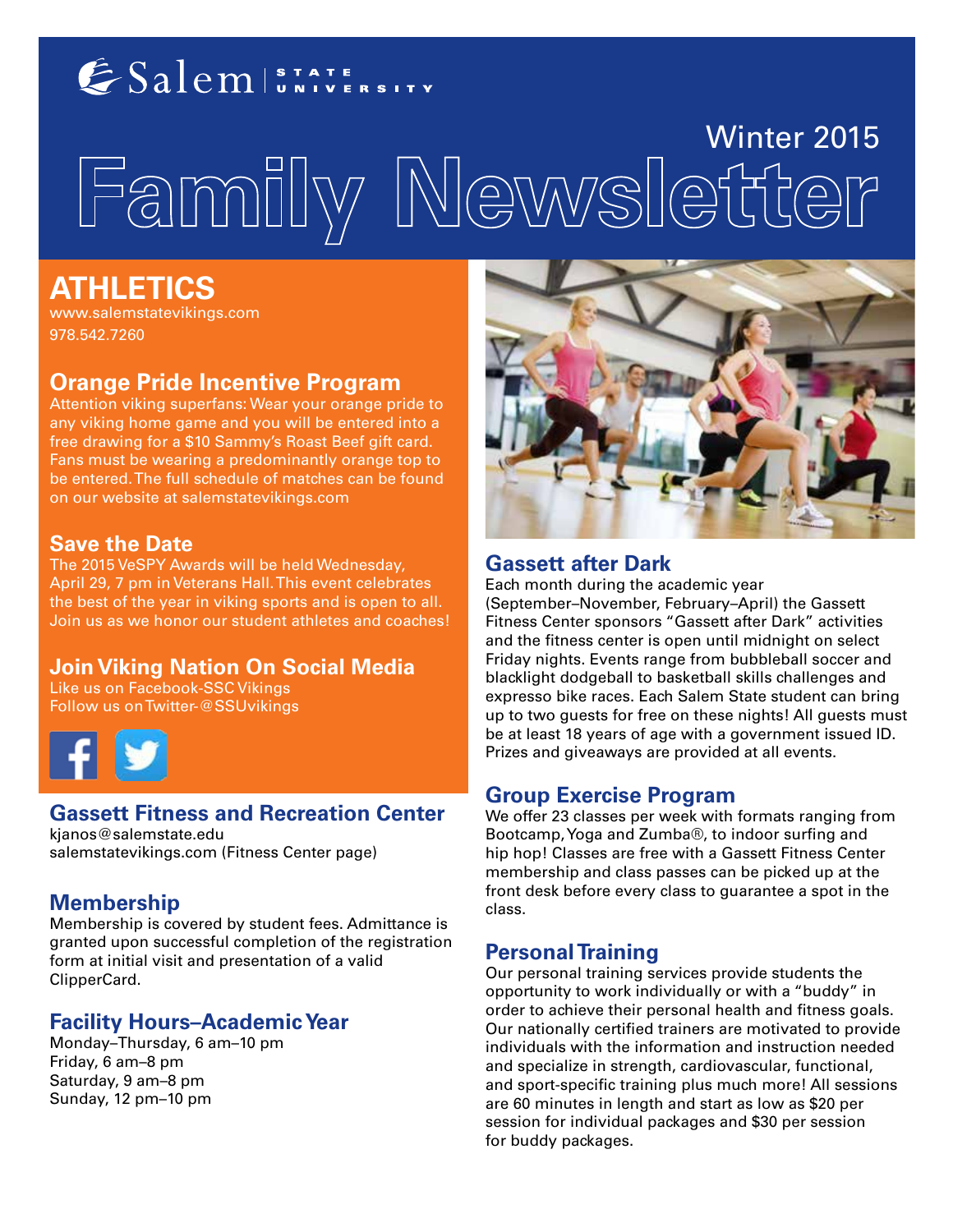Salem State University

Winter 2015

# Family Newsletter

## ATHLETICS

www.salemstatevikings.com
978.542.7260

### Orange Pride Incentive Program

Attention viking superfans: Wear your orange pride to any viking home game and you will be entered into a free drawing for a $10 Sammy's Roast Beef gift card. Fans must be wearing a predominantly orange top to be entered. The full schedule of matches can be found on our website at salemstatevikings.com

### Save the Date

The 2015 VeSPY Awards will be held Wednesday, April 29, 7 pm in Veterans Hall. This event celebrates the best of the year in viking sports and is open to all. Join us as we honor our student athletes and coaches!

### Join Viking Nation On Social Media

Like us on Facebook-SSC Vikings
Follow us on Twitter-@SSUvikings

## Gassett Fitness and Recreation Center

kjanos@salemstate.edu
salemstatevikings.com (Fitness Center page)

### Membership

Membership is covered by student fees. Admittance is granted upon successful completion of the registration form at initial visit and presentation of a valid ClipperCard.

### Facility Hours–Academic Year

Monday–Thursday, 6 am–10 pm
Friday, 6 am–8 pm
Saturday, 9 am–8 pm
Sunday, 12 pm–10 pm

### Gassett after Dark

Each month during the academic year (September–November, February–April) the Gassett Fitness Center sponsors "Gassett after Dark" activities and the fitness center is open until midnight on select Friday nights. Events range from bubbleball soccer and blacklight dodgeball to basketball skills challenges and expresso bike races. Each Salem State student can bring up to two guests for free on these nights! All guests must be at least 18 years of age with a government issued ID. Prizes and giveaways are provided at all events.

### Group Exercise Program

We offer 23 classes per week with formats ranging from Bootcamp, Yoga and Zumba®, to indoor surfing and hip hop! Classes are free with a Gassett Fitness Center membership and class passes can be picked up at the front desk before every class to guarantee a spot in the class.

### Personal Training

Our personal training services provide students the opportunity to work individually or with a "buddy" in order to achieve their personal health and fitness goals. Our nationally certified trainers are motivated to provide individuals with the information and instruction needed and specialize in strength, cardiovascular, functional, and sport-specific training plus much more! All sessions are 60 minutes in length and start as low as $20 per session for individual packages and $30 per session for buddy packages.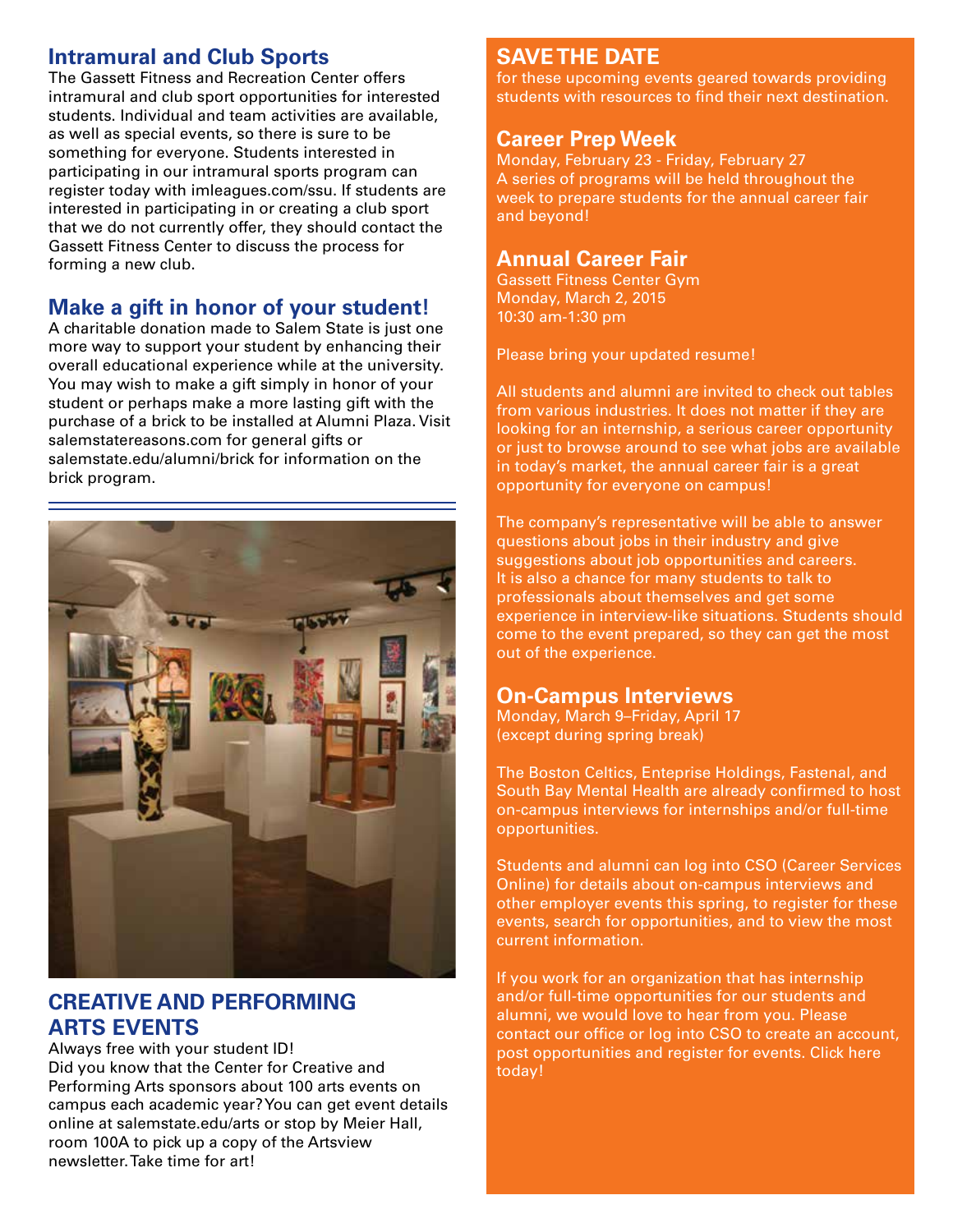## Intramural and Club Sports

The Gassett Fitness and Recreation Center offers intramural and club sport opportunities for interested students. Individual and team activities are available, as well as special events, so there is sure to be something for everyone. Students interested in participating in our intramural sports program can register today with imleagues.com/ssu. If students are interested in participating in or creating a club sport that we do not currently offer, they should contact the Gassett Fitness Center to discuss the process for forming a new club.

## Make a gift in honor of your student!

A charitable donation made to Salem State is just one more way to support your student by enhancing their overall educational experience while at the university. You may wish to make a gift simply in honor of your student or perhaps make a more lasting gift with the purchase of a brick to be installed at Alumni Plaza. Visit salemstatereasons.com for general gifts or salemstate.edu/alumni/brick for information on the brick program.

## CREATIVE AND PERFORMING ARTS EVENTS

Always free with your student ID!
Did you know that the Center for Creative and Performing Arts sponsors about 100 arts events on campus each academic year? You can get event details online at salemstate.edu/arts or stop by Meier Hall, room 100A to pick up a copy of the Artsview newsletter. Take time for art!

## SAVE THE DATE

for these upcoming events geared towards providing students with resources to find their next destination.

### Career Prep Week

Monday, February 23 - Friday, February 27
A series of programs will be held throughout the week to prepare students for the annual career fair and beyond!

### Annual Career Fair

Gassett Fitness Center Gym
Monday, March 2, 2015
10:30 am-1:30 pm

Please bring your updated resume!

All students and alumni are invited to check out tables from various industries. It does not matter if they are looking for an internship, a serious career opportunity or just to browse around to see what jobs are available in today's market, the annual career fair is a great opportunity for everyone on campus!

The company's representative will be able to answer questions about jobs in their industry and give suggestions about job opportunities and careers. It is also a chance for many students to talk to professionals about themselves and get some experience in interview-like situations. Students should come to the event prepared, so they can get the most out of the experience.

### On-Campus Interviews

Monday, March 9–Friday, April 17
(except during spring break)

The Boston Celtics, Enteprise Holdings, Fastenal, and South Bay Mental Health are already confirmed to host on-campus interviews for internships and/or full-time opportunities.

Students and alumni can log into CSO (Career Services Online) for details about on-campus interviews and other employer events this spring, to register for these events, search for opportunities, and to view the most current information.

If you work for an organization that has internship and/or full-time opportunities for our students and alumni, we would love to hear from you. Please contact our office or log into CSO to create an account, post opportunities and register for events. Click here today!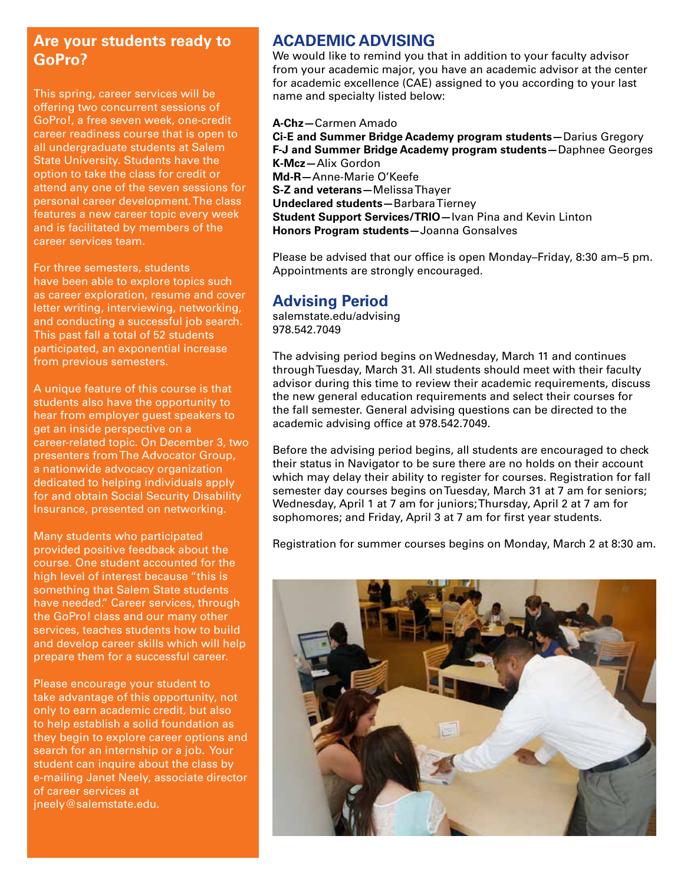## Are your students ready to GoPro?

This spring, career services will be offering two concurrent sessions of GoPro!, a free seven week, one-credit career readiness course that is open to all undergraduate students at Salem State University. Students have the option to take the class for credit or attend any one of the seven sessions for personal career development. The class features a new career topic every week and is facilitated by members of the career services team.

For three semesters, students have been able to explore topics such as career exploration, resume and cover letter writing, interviewing, networking, and conducting a successful job search. This past fall a total of 52 students participated, an exponential increase from previous semesters.

A unique feature of this course is that students also have the opportunity to hear from employer guest speakers to get an inside perspective on a career-related topic. On December 3, two presenters from The Advocator Group, a nationwide advocacy organization dedicated to helping individuals apply for and obtain Social Security Disability Insurance, presented on networking.

Many students who participated provided positive feedback about the course. One student accounted for the high level of interest because "this is something that Salem State students have needed." Career services, through the GoPro! class and our many other services, teaches students how to build and develop career skills which will help prepare them for a successful career.

Please encourage your student to take advantage of this opportunity, not only to earn academic credit, but also to help establish a solid foundation as they begin to explore career options and search for an internship or a job. Your student can inquire about the class by e-mailing Janet Neely, associate director of career services at jneely@salemstate.edu.

## ACADEMIC ADVISING

We would like to remind you that in addition to your faculty advisor from your academic major, you have an academic advisor at the center for academic excellence (CAE) assigned to you according to your last name and specialty listed below:

**A-Chz**—Carmen Amado
**Ci-E and Summer Bridge Academy program students**—Darius Gregory
**F-J and Summer Bridge Academy program students**—Daphnee Georges
**K-Mcz**—Alix Gordon
**Md-R**—Anne-Marie O'Keefe
**S-Z and veterans**—Melissa Thayer
**Undeclared students**—Barbara Tierney
**Student Support Services/TRIO**—Ivan Pina and Kevin Linton
**Honors Program students**—Joanna Gonsalves

Please be advised that our office is open Monday–Friday, 8:30 am–5 pm. Appointments are strongly encouraged.

## Advising Period

salemstate.edu/advising
978.542.7049

The advising period begins on Wednesday, March 11 and continues through Tuesday, March 31. All students should meet with their faculty advisor during this time to review their academic requirements, discuss the new general education requirements and select their courses for the fall semester. General advising questions can be directed to the academic advising office at 978.542.7049.

Before the advising period begins, all students are encouraged to check their status in Navigator to be sure there are no holds on their account which may delay their ability to register for courses. Registration for fall semester day courses begins on Tuesday, March 31 at 7 am for seniors; Wednesday, April 1 at 7 am for juniors; Thursday, April 2 at 7 am for sophomores; and Friday, April 3 at 7 am for first year students.

Registration for summer courses begins on Monday, March 2 at 8:30 am.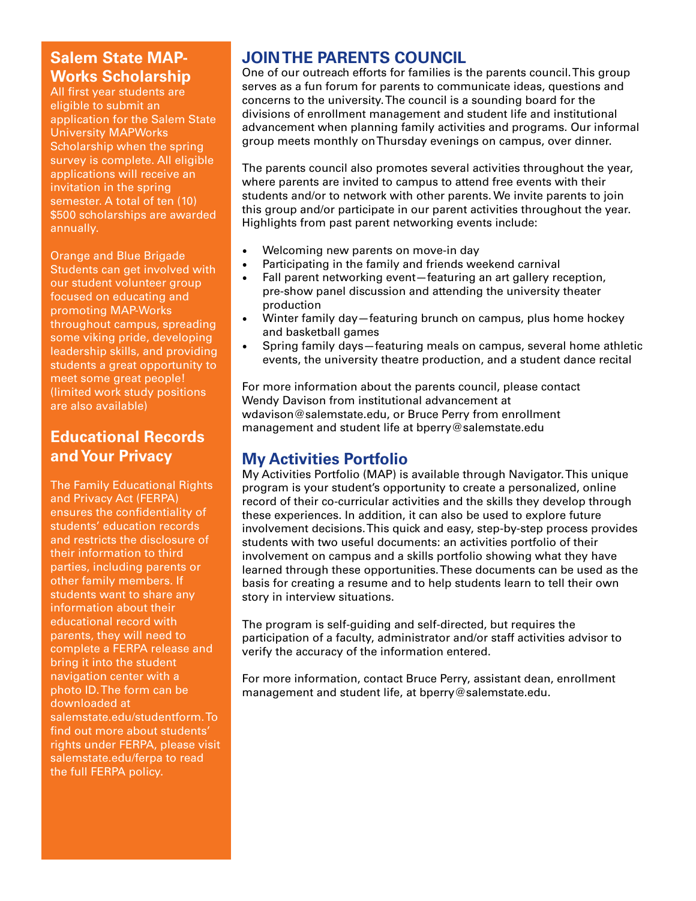## Salem State MAP-Works Scholarship

All first year students are eligible to submit an application for the Salem State University MAPWorks Scholarship when the spring survey is complete. All eligible applications will receive an invitation in the spring semester. A total of ten (10) $500 scholarships are awarded annually.

Orange and Blue Brigade
Students can get involved with our student volunteer group focused on educating and promoting MAP-Works throughout campus, spreading some viking pride, developing leadership skills, and providing students a great opportunity to meet some great people! (limited work study positions are also available)

## Educational Records and Your Privacy

The Family Educational Rights and Privacy Act (FERPA) ensures the confidentiality of students' education records and restricts the disclosure of their information to third parties, including parents or other family members. If students want to share any information about their educational record with parents, they will need to complete a FERPA release and bring it into the student navigation center with a photo ID. The form can be downloaded at salemstate.edu/studentform. To find out more about students' rights under FERPA, please visit salemstate.edu/ferpa to read the full FERPA policy.

## JOIN THE PARENTS COUNCIL

One of our outreach efforts for families is the parents council. This group serves as a fun forum for parents to communicate ideas, questions and concerns to the university. The council is a sounding board for the divisions of enrollment management and student life and institutional advancement when planning family activities and programs. Our informal group meets monthly on Thursday evenings on campus, over dinner.

The parents council also promotes several activities throughout the year, where parents are invited to campus to attend free events with their students and/or to network with other parents. We invite parents to join this group and/or participate in our parent activities throughout the year. Highlights from past parent networking events include:

- Welcoming new parents on move-in day
- Participating in the family and friends weekend carnival
- Fall parent networking event—featuring an art gallery reception, pre-show panel discussion and attending the university theater production
- Winter family day—featuring brunch on campus, plus home hockey and basketball games
- Spring family days—featuring meals on campus, several home athletic events, the university theatre production, and a student dance recital

For more information about the parents council, please contact Wendy Davison from institutional advancement at wdavison@salemstate.edu, or Bruce Perry from enrollment management and student life at bperry@salemstate.edu

## My Activities Portfolio

My Activities Portfolio (MAP) is available through Navigator. This unique program is your student's opportunity to create a personalized, online record of their co-curricular activities and the skills they develop through these experiences. In addition, it can also be used to explore future involvement decisions. This quick and easy, step-by-step process provides students with two useful documents: an activities portfolio of their involvement on campus and a skills portfolio showing what they have learned through these opportunities. These documents can be used as the basis for creating a resume and to help students learn to tell their own story in interview situations.

The program is self-guiding and self-directed, but requires the participation of a faculty, administrator and/or staff activities advisor to verify the accuracy of the information entered.

For more information, contact Bruce Perry, assistant dean, enrollment management and student life, at bperry@salemstate.edu.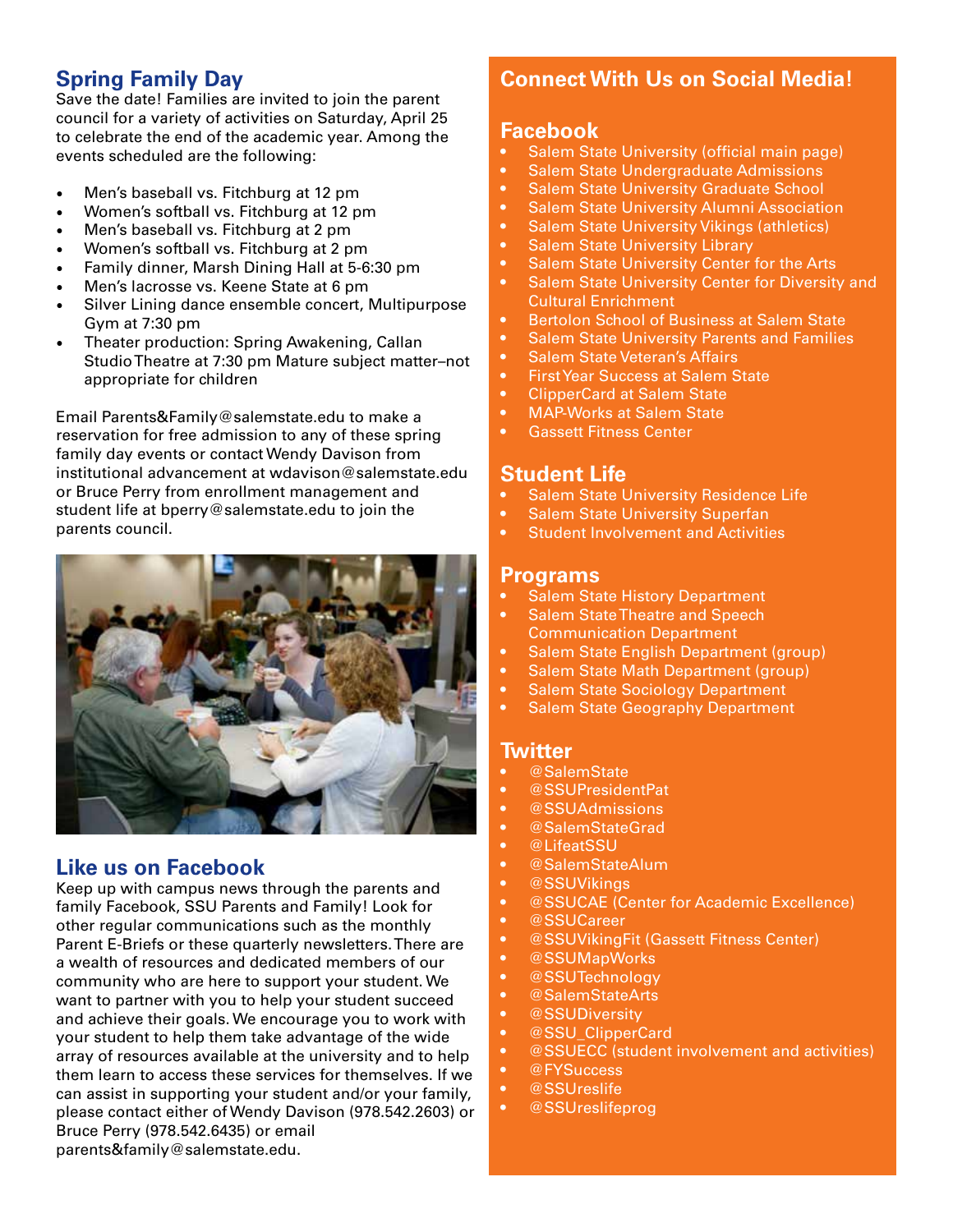## Spring Family Day

Save the date! Families are invited to join the parent council for a variety of activities on Saturday, April 25 to celebrate the end of the academic year. Among the events scheduled are the following:

- Men's baseball vs. Fitchburg at 12 pm
- Women's softball vs. Fitchburg at 12 pm
- Men's baseball vs. Fitchburg at 2 pm
- Women's softball vs. Fitchburg at 2 pm
- Family dinner, Marsh Dining Hall at 5-6:30 pm
- Men's lacrosse vs. Keene State at 6 pm
- Silver Lining dance ensemble concert, Multipurpose Gym at 7:30 pm
- Theater production: Spring Awakening, Callan Studio Theatre at 7:30 pm Mature subject matter–not appropriate for children

Email Parents&Family@salemstate.edu to make a reservation for free admission to any of these spring family day events or contact Wendy Davison from institutional advancement at wdavison@salemstate.edu or Bruce Perry from enrollment management and student life at bperry@salemstate.edu to join the parents council.

## Like us on Facebook

Keep up with campus news through the parents and family Facebook, SSU Parents and Family! Look for other regular communications such as the monthly Parent E-Briefs or these quarterly newsletters. There are a wealth of resources and dedicated members of our community who are here to support your student. We want to partner with you to help your student succeed and achieve their goals. We encourage you to work with your student to help them take advantage of the wide array of resources available at the university and to help them learn to access these services for themselves. If we can assist in supporting your student and/or your family, please contact either of Wendy Davison (978.542.2603) or Bruce Perry (978.542.6435) or email parents&family@salemstate.edu.

## Connect With Us on Social Media!

### Facebook

- Salem State University (official main page)
- Salem State Undergraduate Admissions
- Salem State University Graduate School
- Salem State University Alumni Association
- Salem State University Vikings (athletics)
- Salem State University Library
- Salem State University Center for the Arts
- Salem State University Center for Diversity and Cultural Enrichment
- Bertolon School of Business at Salem State
- Salem State University Parents and Families
- Salem State Veteran's Affairs
- First Year Success at Salem State
- ClipperCard at Salem State
- MAP-Works at Salem State
- Gassett Fitness Center

### Student Life

- Salem State University Residence Life
- Salem State University Superfan
- Student Involvement and Activities

### Programs

- Salem State History Department
- Salem State Theatre and Speech Communication Department
- Salem State English Department (group)
- Salem State Math Department (group)
- Salem State Sociology Department
- Salem State Geography Department

### Twitter

- @SalemState
- @SSUPresidentPat
- @SSUAdmissions
- @SalemStateGrad
- @LifeatSSU
- @SalemStateAlum
- @SSUVikings
- @SSUCAE (Center for Academic Excellence)
- @SSUCareer
- @SSUVikingFit (Gassett Fitness Center)
- @SSUMapWorks
- @SSUTechnology
- @SalemStateArts
- @SSUDiversity
- @SSU_ClipperCard
- @SSUECC (student involvement and activities)
- @FYSuccess
- @SSUreslife
- @SSUreslifeprog